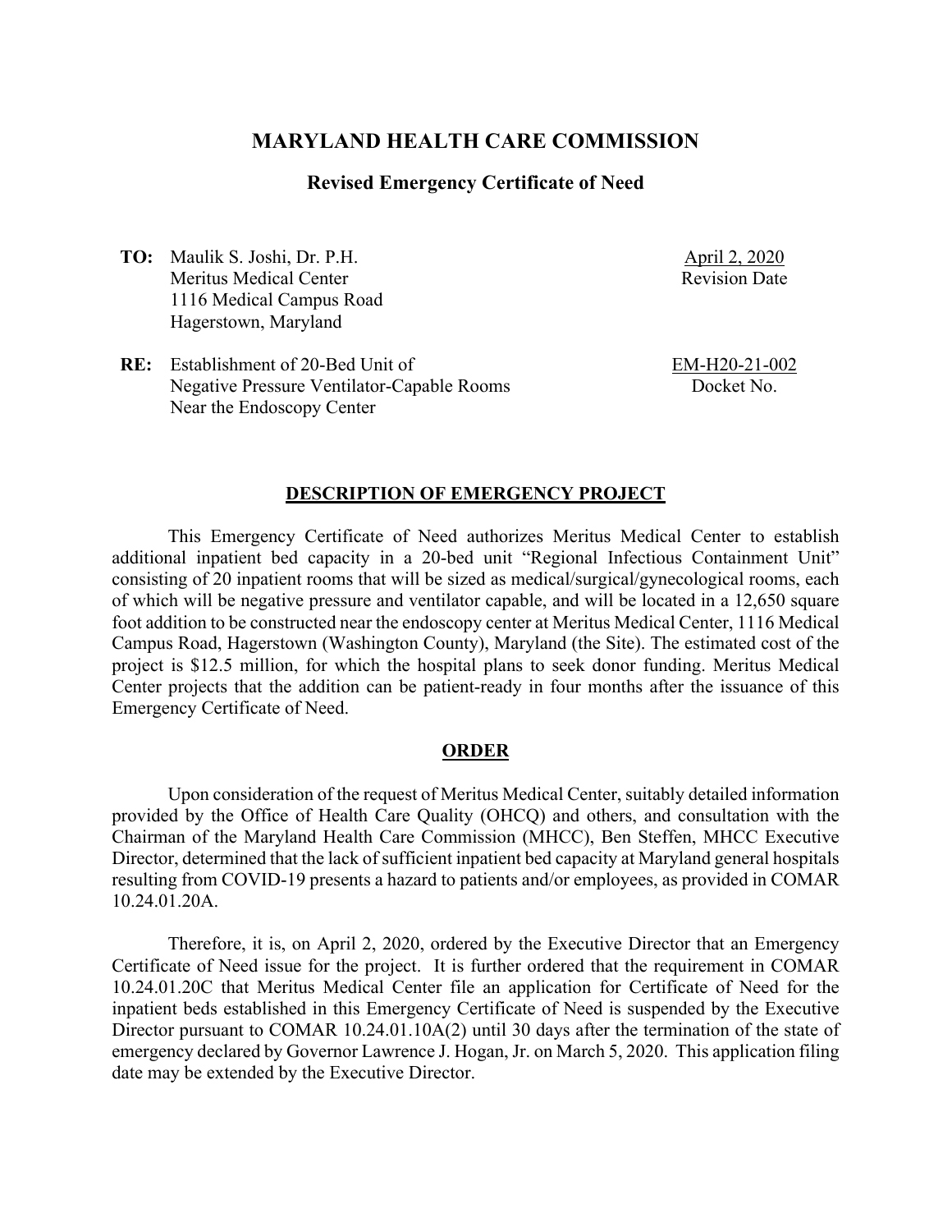# MARYLAND HEALTH CARE COMMISSION

## Revised Emergency Certificate of Need

**TO:** Maulik S. Joshi, Dr. P.H.
Meritus Medical Center
1116 Medical Campus Road
Hagerstown, Maryland

April 2, 2020
Revision Date

**RE:** Establishment of 20-Bed Unit of
Negative Pressure Ventilator-Capable Rooms
Near the Endoscopy Center

EM-H20-21-002
Docket No.

### DESCRIPTION OF EMERGENCY PROJECT

This Emergency Certificate of Need authorizes Meritus Medical Center to establish additional inpatient bed capacity in a 20-bed unit "Regional Infectious Containment Unit" consisting of 20 inpatient rooms that will be sized as medical/surgical/gynecological rooms, each of which will be negative pressure and ventilator capable, and will be located in a 12,650 square foot addition to be constructed near the endoscopy center at Meritus Medical Center, 1116 Medical Campus Road, Hagerstown (Washington County), Maryland (the Site). The estimated cost of the project is $12.5 million, for which the hospital plans to seek donor funding. Meritus Medical Center projects that the addition can be patient-ready in four months after the issuance of this Emergency Certificate of Need.

### ORDER

Upon consideration of the request of Meritus Medical Center, suitably detailed information provided by the Office of Health Care Quality (OHCQ) and others, and consultation with the Chairman of the Maryland Health Care Commission (MHCC), Ben Steffen, MHCC Executive Director, determined that the lack of sufficient inpatient bed capacity at Maryland general hospitals resulting from COVID-19 presents a hazard to patients and/or employees, as provided in COMAR 10.24.01.20A.

Therefore, it is, on April 2, 2020, ordered by the Executive Director that an Emergency Certificate of Need issue for the project. It is further ordered that the requirement in COMAR 10.24.01.20C that Meritus Medical Center file an application for Certificate of Need for the inpatient beds established in this Emergency Certificate of Need is suspended by the Executive Director pursuant to COMAR 10.24.01.10A(2) until 30 days after the termination of the state of emergency declared by Governor Lawrence J. Hogan, Jr. on March 5, 2020. This application filing date may be extended by the Executive Director.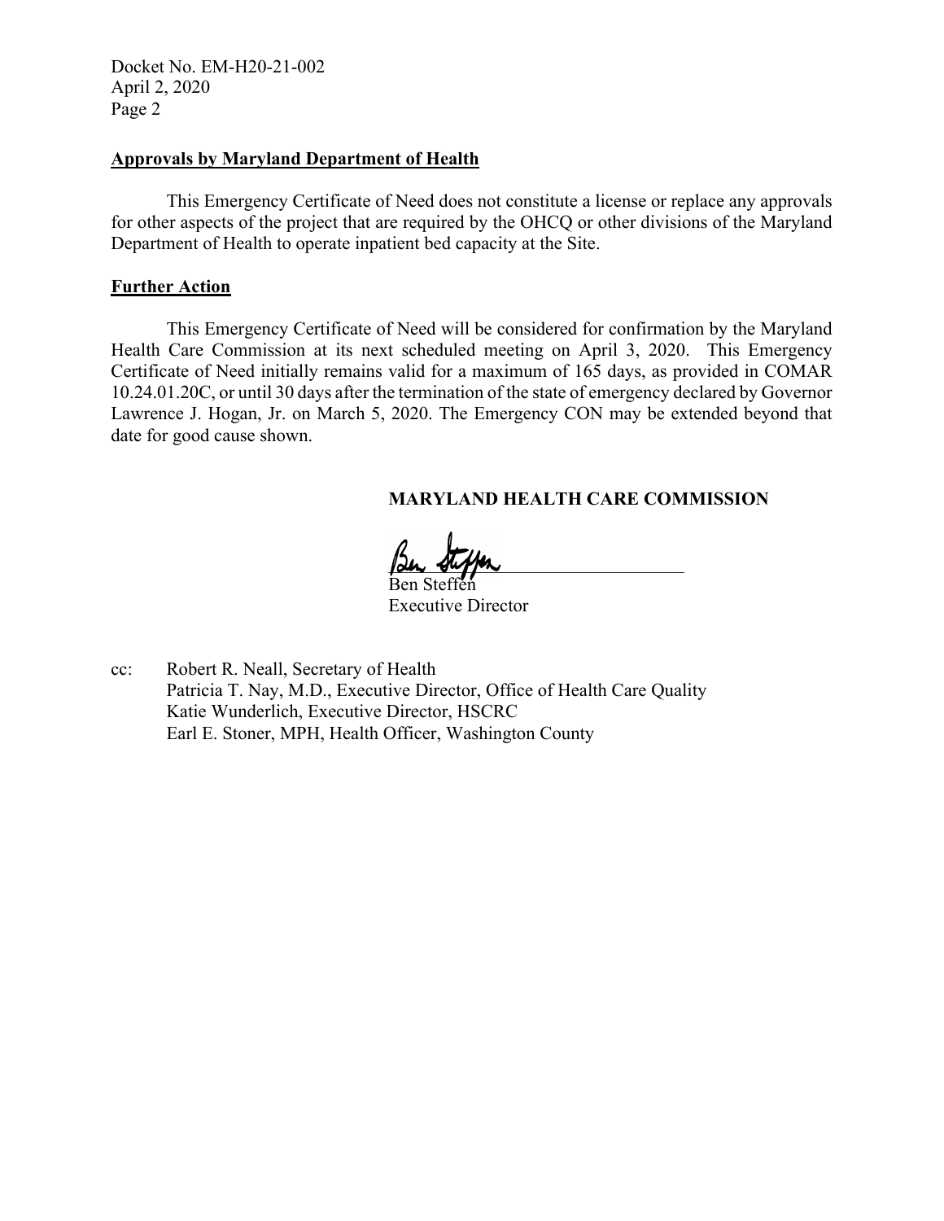**Approvals by Maryland Department of Health**

This Emergency Certificate of Need does not constitute a license or replace any approvals for other aspects of the project that are required by the OHCQ or other divisions of the Maryland Department of Health to operate inpatient bed capacity at the Site.

**Further Action**

This Emergency Certificate of Need will be considered for confirmation by the Maryland Health Care Commission at its next scheduled meeting on April 3, 2020. This Emergency Certificate of Need initially remains valid for a maximum of 165 days, as provided in COMAR 10.24.01.20C, or until 30 days after the termination of the state of emergency declared by Governor Lawrence J. Hogan, Jr. on March 5, 2020. The Emergency CON may be extended beyond that date for good cause shown.

**MARYLAND HEALTH CARE COMMISSION**

Ben Steffen
Executive Director

cc: Robert R. Neall, Secretary of Health
Patricia T. Nay, M.D., Executive Director, Office of Health Care Quality
Katie Wunderlich, Executive Director, HSCRC
Earl E. Stoner, MPH, Health Officer, Washington County